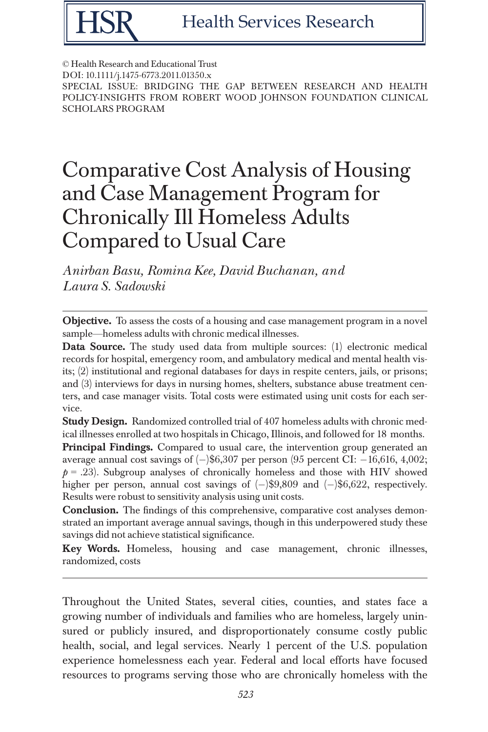© Health Research and Educational Trust
DOI: 10.1111/j.1475-6773.2011.01350.x
SPECIAL ISSUE: BRIDGING THE GAP BETWEEN RESEARCH AND HEALTH POLICY-INSIGHTS FROM ROBERT WOOD JOHNSON FOUNDATION CLINICAL SCHOLARS PROGRAM

# Comparative Cost Analysis of Housing and Case Management Program for Chronically Ill Homeless Adults Compared to Usual Care

*Anirban Basu, Romina Kee, David Buchanan, and Laura S. Sadowski*

**Objective.** To assess the costs of a housing and case management program in a novel sample—homeless adults with chronic medical illnesses.

**Data Source.** The study used data from multiple sources: (1) electronic medical records for hospital, emergency room, and ambulatory medical and mental health visits; (2) institutional and regional databases for days in respite centers, jails, or prisons; and (3) interviews for days in nursing homes, shelters, substance abuse treatment centers, and case manager visits. Total costs were estimated using unit costs for each service.

**Study Design.** Randomized controlled trial of 407 homeless adults with chronic medical illnesses enrolled at two hospitals in Chicago, Illinois, and followed for 18 months.

**Principal Findings.** Compared to usual care, the intervention group generated an average annual cost savings of (−)$6,307 per person (95 percent CI: −16,616, 4,002; $p = .23$). Subgroup analyses of chronically homeless and those with HIV showed higher per person, annual cost savings of (−)$9,809 and (−)$6,622, respectively. Results were robust to sensitivity analysis using unit costs.

**Conclusion.** The findings of this comprehensive, comparative cost analyses demonstrated an important average annual savings, though in this underpowered study these savings did not achieve statistical significance.

**Key Words.** Homeless, housing and case management, chronic illnesses, randomized, costs

Throughout the United States, several cities, counties, and states face a growing number of individuals and families who are homeless, largely uninsured or publicly insured, and disproportionately consume costly public health, social, and legal services. Nearly 1 percent of the U.S. population experience homelessness each year. Federal and local efforts have focused resources to programs serving those who are chronically homeless with the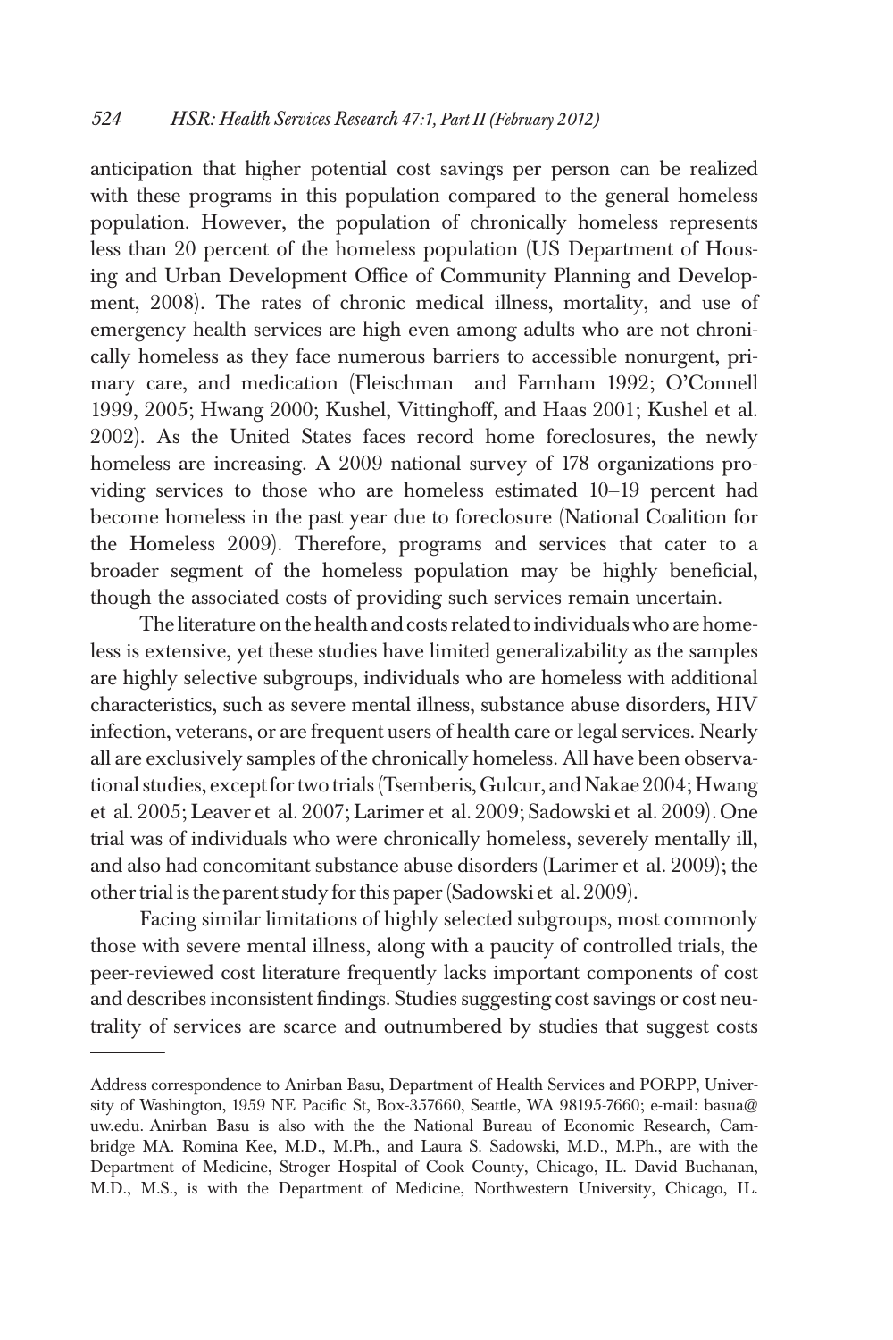anticipation that higher potential cost savings per person can be realized with these programs in this population compared to the general homeless population. However, the population of chronically homeless represents less than 20 percent of the homeless population (US Department of Housing and Urban Development Office of Community Planning and Development, 2008). The rates of chronic medical illness, mortality, and use of emergency health services are high even among adults who are not chronically homeless as they face numerous barriers to accessible nonurgent, primary care, and medication (Fleischman and Farnham 1992; O'Connell 1999, 2005; Hwang 2000; Kushel, Vittinghoff, and Haas 2001; Kushel et al. 2002). As the United States faces record home foreclosures, the newly homeless are increasing. A 2009 national survey of 178 organizations providing services to those who are homeless estimated 10–19 percent had become homeless in the past year due to foreclosure (National Coalition for the Homeless 2009). Therefore, programs and services that cater to a broader segment of the homeless population may be highly beneficial, though the associated costs of providing such services remain uncertain.

The literature on the health and costs related to individuals who are homeless is extensive, yet these studies have limited generalizability as the samples are highly selective subgroups, individuals who are homeless with additional characteristics, such as severe mental illness, substance abuse disorders, HIV infection, veterans, or are frequent users of health care or legal services. Nearly all are exclusively samples of the chronically homeless. All have been observational studies, except for two trials (Tsemberis, Gulcur, and Nakae 2004; Hwang et al. 2005; Leaver et al. 2007; Larimer et al. 2009; Sadowski et al. 2009). One trial was of individuals who were chronically homeless, severely mentally ill, and also had concomitant substance abuse disorders (Larimer et al. 2009); the other trial is the parent study for this paper (Sadowski et al. 2009).

Facing similar limitations of highly selected subgroups, most commonly those with severe mental illness, along with a paucity of controlled trials, the peer-reviewed cost literature frequently lacks important components of cost and describes inconsistent findings. Studies suggesting cost savings or cost neutrality of services are scarce and outnumbered by studies that suggest costs

---

Address correspondence to Anirban Basu, Department of Health Services and PORPP, University of Washington, 1959 NE Pacific St, Box-357660, Seattle, WA 98195-7660; e-mail: basua@uw.edu. Anirban Basu is also with the the National Bureau of Economic Research, Cambridge MA. Romina Kee, M.D., M.Ph., and Laura S. Sadowski, M.D., M.Ph., are with the Department of Medicine, Stroger Hospital of Cook County, Chicago, IL. David Buchanan, M.D., M.S., is with the Department of Medicine, Northwestern University, Chicago, IL.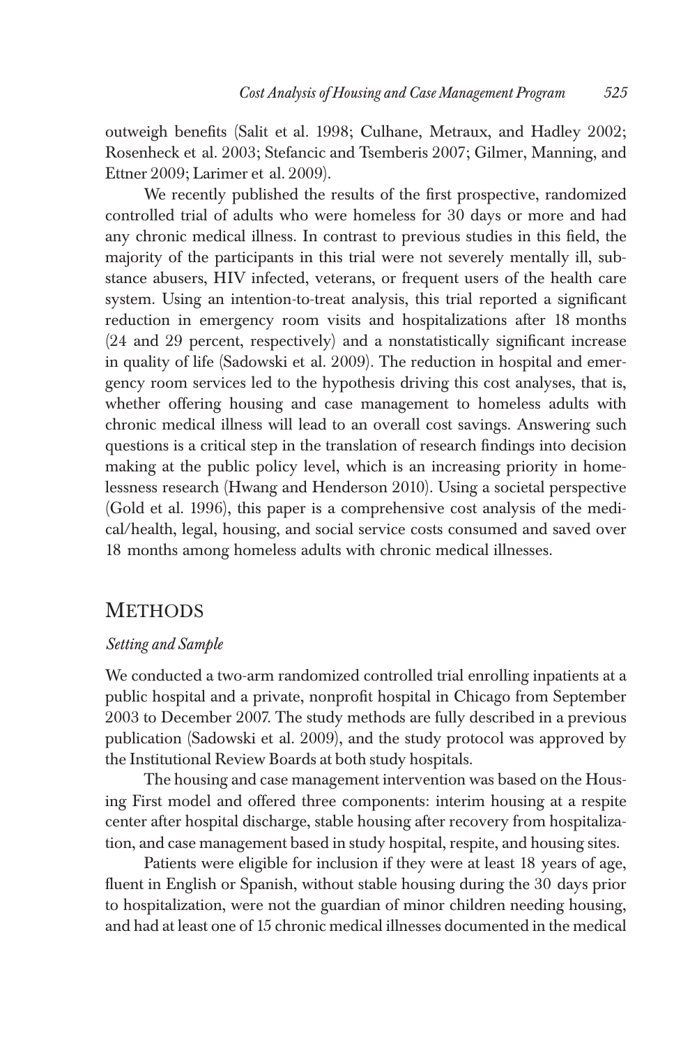outweigh benefits (Salit et al. 1998; Culhane, Metraux, and Hadley 2002; Rosenheck et al. 2003; Stefancic and Tsemberis 2007; Gilmer, Manning, and Ettner 2009; Larimer et al. 2009).

We recently published the results of the first prospective, randomized controlled trial of adults who were homeless for 30 days or more and had any chronic medical illness. In contrast to previous studies in this field, the majority of the participants in this trial were not severely mentally ill, substance abusers, HIV infected, veterans, or frequent users of the health care system. Using an intention-to-treat analysis, this trial reported a significant reduction in emergency room visits and hospitalizations after 18 months (24 and 29 percent, respectively) and a nonstatistically significant increase in quality of life (Sadowski et al. 2009). The reduction in hospital and emergency room services led to the hypothesis driving this cost analyses, that is, whether offering housing and case management to homeless adults with chronic medical illness will lead to an overall cost savings. Answering such questions is a critical step in the translation of research findings into decision making at the public policy level, which is an increasing priority in homelessness research (Hwang and Henderson 2010). Using a societal perspective (Gold et al. 1996), this paper is a comprehensive cost analysis of the medical/health, legal, housing, and social service costs consumed and saved over 18 months among homeless adults with chronic medical illnesses.

## Methods

### *Setting and Sample*

We conducted a two-arm randomized controlled trial enrolling inpatients at a public hospital and a private, nonprofit hospital in Chicago from September 2003 to December 2007. The study methods are fully described in a previous publication (Sadowski et al. 2009), and the study protocol was approved by the Institutional Review Boards at both study hospitals.

The housing and case management intervention was based on the Housing First model and offered three components: interim housing at a respite center after hospital discharge, stable housing after recovery from hospitalization, and case management based in study hospital, respite, and housing sites.

Patients were eligible for inclusion if they were at least 18 years of age, fluent in English or Spanish, without stable housing during the 30 days prior to hospitalization, were not the guardian of minor children needing housing, and had at least one of 15 chronic medical illnesses documented in the medical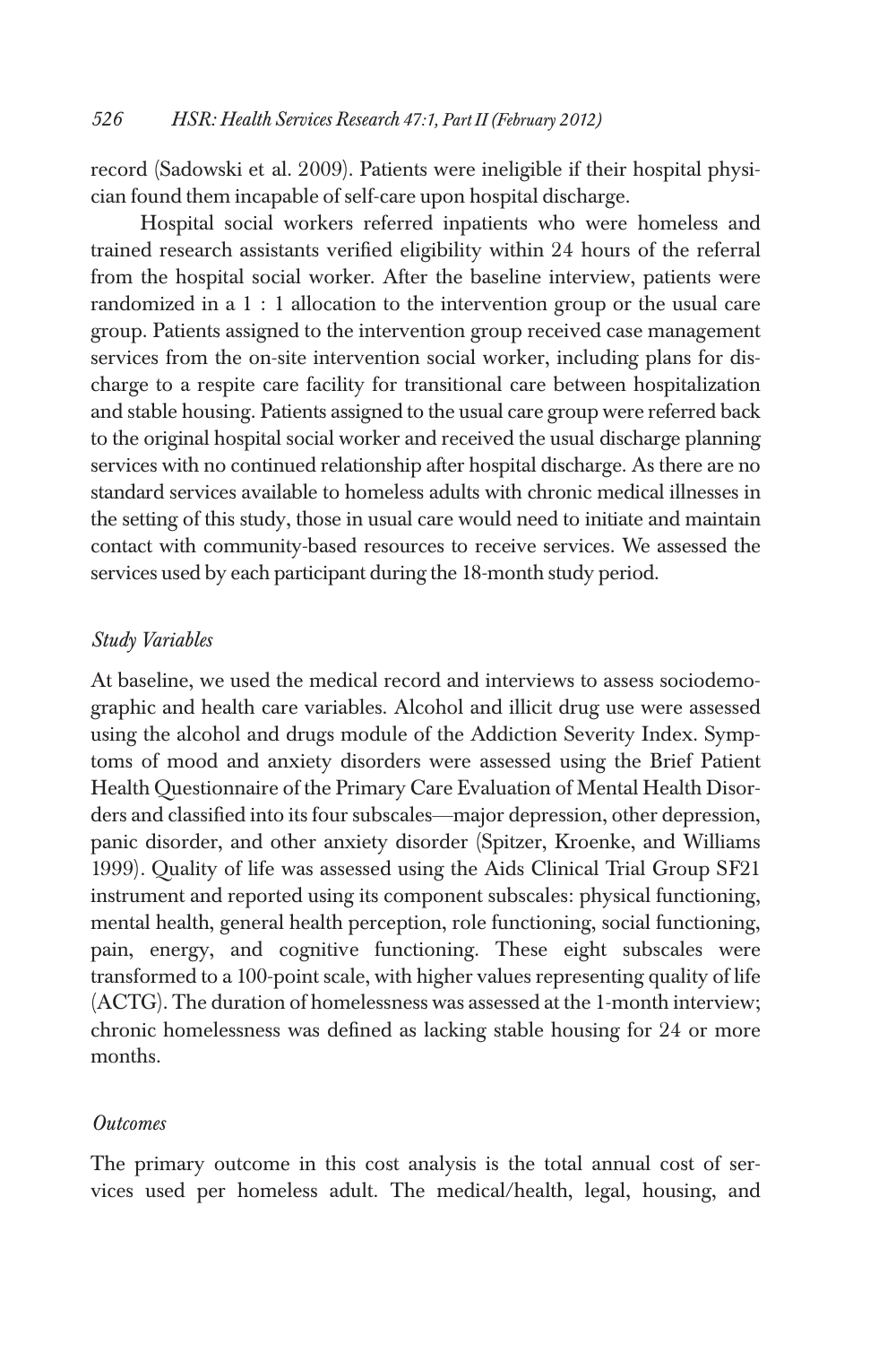record (Sadowski et al. 2009). Patients were ineligible if their hospital physician found them incapable of self-care upon hospital discharge.

Hospital social workers referred inpatients who were homeless and trained research assistants verified eligibility within 24 hours of the referral from the hospital social worker. After the baseline interview, patients were randomized in a 1 : 1 allocation to the intervention group or the usual care group. Patients assigned to the intervention group received case management services from the on-site intervention social worker, including plans for discharge to a respite care facility for transitional care between hospitalization and stable housing. Patients assigned to the usual care group were referred back to the original hospital social worker and received the usual discharge planning services with no continued relationship after hospital discharge. As there are no standard services available to homeless adults with chronic medical illnesses in the setting of this study, those in usual care would need to initiate and maintain contact with community-based resources to receive services. We assessed the services used by each participant during the 18-month study period.

### *Study Variables*

At baseline, we used the medical record and interviews to assess sociodemographic and health care variables. Alcohol and illicit drug use were assessed using the alcohol and drugs module of the Addiction Severity Index. Symptoms of mood and anxiety disorders were assessed using the Brief Patient Health Questionnaire of the Primary Care Evaluation of Mental Health Disorders and classified into its four subscales—major depression, other depression, panic disorder, and other anxiety disorder (Spitzer, Kroenke, and Williams 1999). Quality of life was assessed using the Aids Clinical Trial Group SF21 instrument and reported using its component subscales: physical functioning, mental health, general health perception, role functioning, social functioning, pain, energy, and cognitive functioning. These eight subscales were transformed to a 100-point scale, with higher values representing quality of life (ACTG). The duration of homelessness was assessed at the 1-month interview; chronic homelessness was defined as lacking stable housing for 24 or more months.

### *Outcomes*

The primary outcome in this cost analysis is the total annual cost of services used per homeless adult. The medical/health, legal, housing, and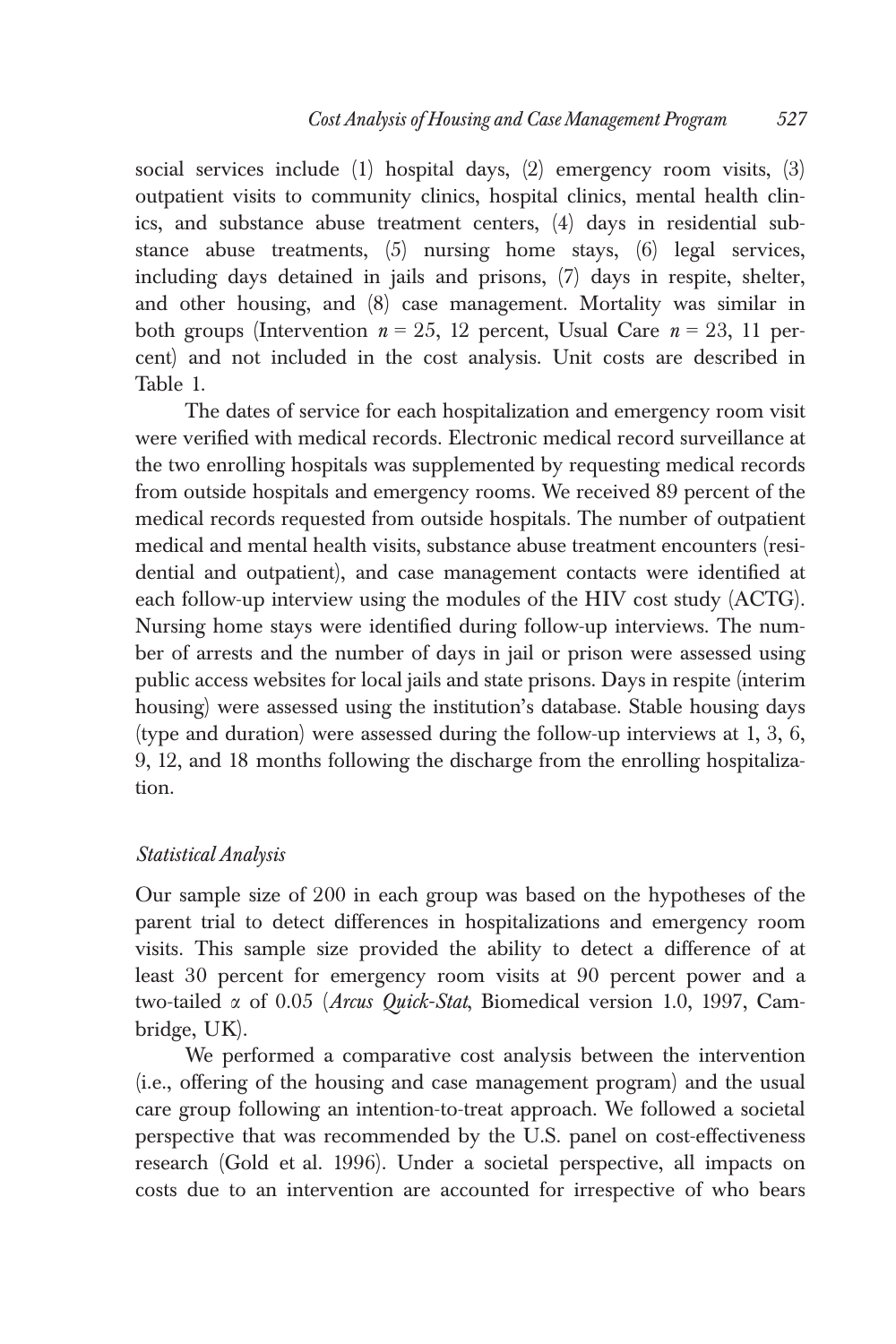social services include (1) hospital days, (2) emergency room visits, (3) outpatient visits to community clinics, hospital clinics, mental health clinics, and substance abuse treatment centers, (4) days in residential substance abuse treatments, (5) nursing home stays, (6) legal services, including days detained in jails and prisons, (7) days in respite, shelter, and other housing, and (8) case management. Mortality was similar in both groups (Intervention $n = 25$, 12 percent, Usual Care $n = 23$, 11 percent) and not included in the cost analysis. Unit costs are described in Table 1.

The dates of service for each hospitalization and emergency room visit were verified with medical records. Electronic medical record surveillance at the two enrolling hospitals was supplemented by requesting medical records from outside hospitals and emergency rooms. We received 89 percent of the medical records requested from outside hospitals. The number of outpatient medical and mental health visits, substance abuse treatment encounters (residential and outpatient), and case management contacts were identified at each follow-up interview using the modules of the HIV cost study (ACTG). Nursing home stays were identified during follow-up interviews. The number of arrests and the number of days in jail or prison were assessed using public access websites for local jails and state prisons. Days in respite (interim housing) were assessed using the institution's database. Stable housing days (type and duration) were assessed during the follow-up interviews at 1, 3, 6, 9, 12, and 18 months following the discharge from the enrolling hospitalization.

### *Statistical Analysis*

Our sample size of 200 in each group was based on the hypotheses of the parent trial to detect differences in hospitalizations and emergency room visits. This sample size provided the ability to detect a difference of at least 30 percent for emergency room visits at 90 percent power and a two-tailed $\alpha$ of 0.05 (*Arcus Quick-Stat*, Biomedical version 1.0, 1997, Cambridge, UK).

We performed a comparative cost analysis between the intervention (i.e., offering of the housing and case management program) and the usual care group following an intention-to-treat approach. We followed a societal perspective that was recommended by the U.S. panel on cost-effectiveness research (Gold et al. 1996). Under a societal perspective, all impacts on costs due to an intervention are accounted for irrespective of who bears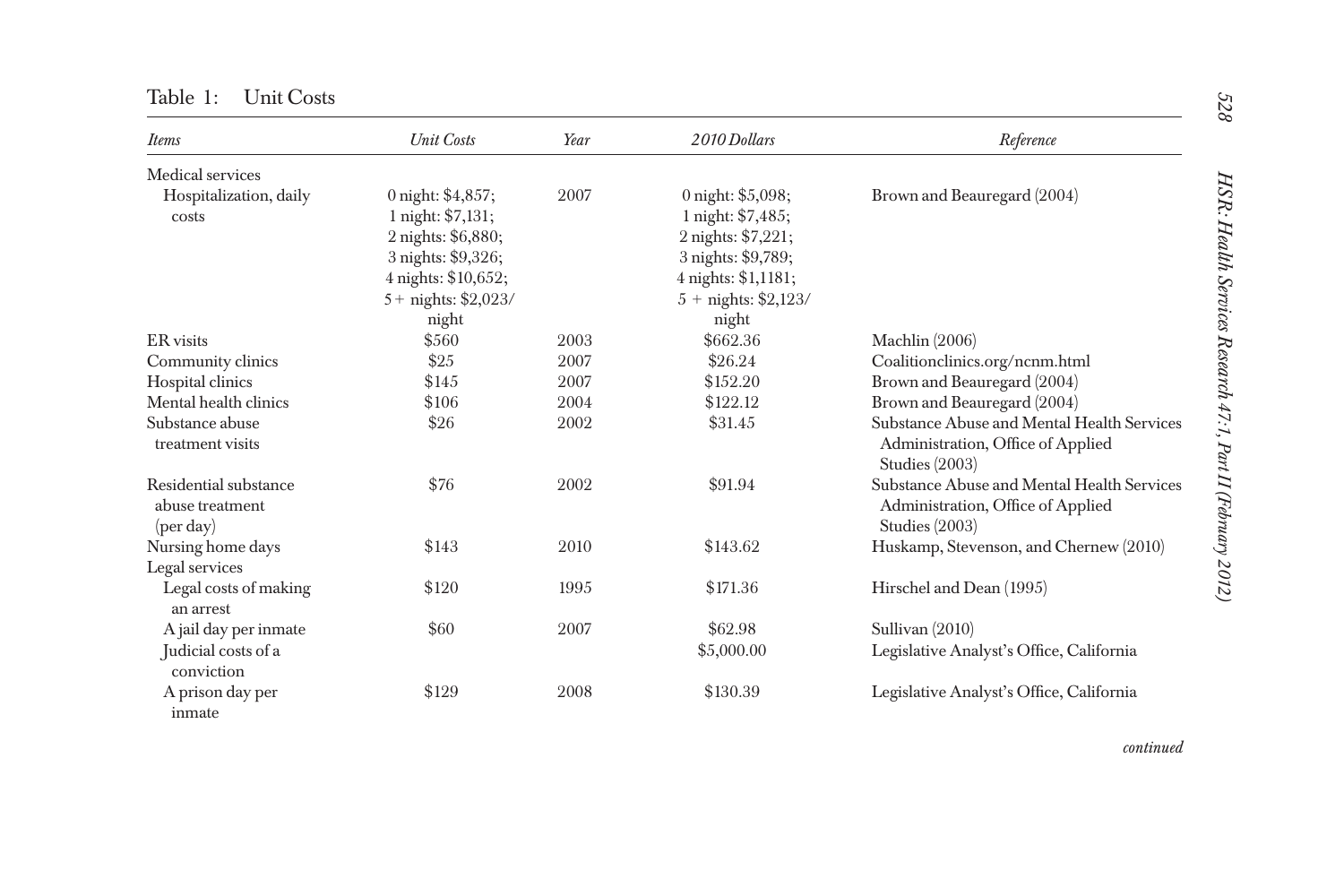Table 1: Unit Costs

| *Items* | *Unit Costs* | *Year* | *2010 Dollars* | *Reference* |
|---|---|---|---|---|
| Medical services | | | | |
| Hospitalization, daily costs | 0 night: $4,857; 1 night: $7,131; 2 nights: $6,880; 3 nights: $9,326; 4 nights: $10,652; 5+ nights: $2,023/night | 2007 | 0 night: $5,098; 1 night: $7,485; 2 nights: $7,221; 3 nights: $9,789; 4 nights: $1,1181; 5 + nights: $2,123/night | Brown and Beauregard (2004) |
| ER visits | $560 | 2003 | $662.36 | Machlin (2006) |
| Community clinics | $25 | 2007 | $26.24 | Coalitionclinics.org/ncnm.html |
| Hospital clinics | $145 | 2007 | $152.20 | Brown and Beauregard (2004) |
| Mental health clinics | $106 | 2004 | $122.12 | Brown and Beauregard (2004) |
| Substance abuse treatment visits | $26 | 2002 | $31.45 | Substance Abuse and Mental Health Services Administration, Office of Applied Studies (2003) |
| Residential substance abuse treatment (per day) | $76 | 2002 | $91.94 | Substance Abuse and Mental Health Services Administration, Office of Applied Studies (2003) |
| Nursing home days | $143 | 2010 | $143.62 | Huskamp, Stevenson, and Chernew (2010) |
| Legal services | | | | |
| Legal costs of making an arrest | $120 | 1995 | $171.36 | Hirschel and Dean (1995) |
| A jail day per inmate | $60 | 2007 | $62.98 | Sullivan (2010) |
| Judicial costs of a conviction | | | $5,000.00 | Legislative Analyst's Office, California |
| A prison day per inmate | $129 | 2008 | $130.39 | Legislative Analyst's Office, California |

*continued*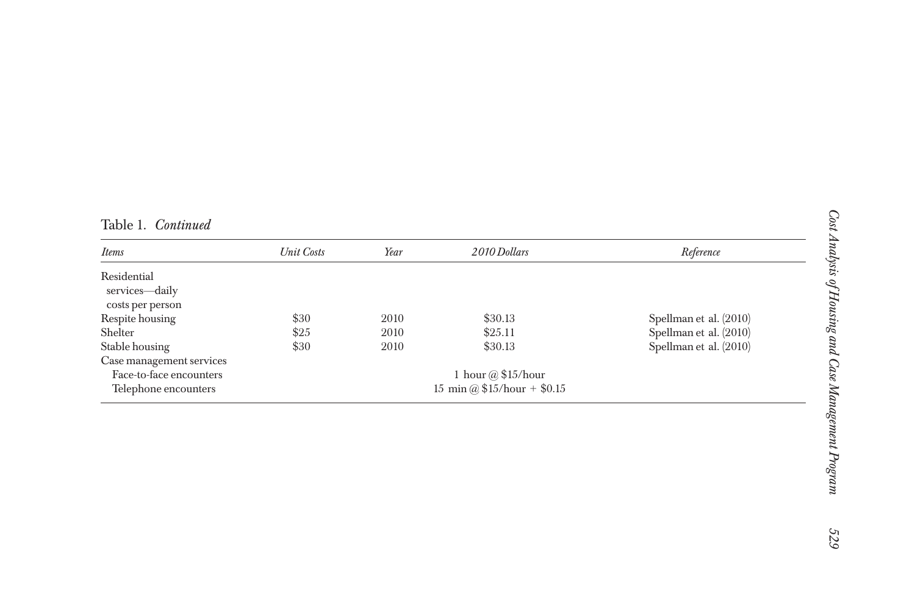Table 1. *Continued*

| *Items* | *Unit Costs* | *Year* | *2010 Dollars* | *Reference* |
|---|---|---|---|---|
| Residential services—daily costs per person | | | | |
| Respite housing | $30 | 2010 | $30.13 | Spellman et al. (2010) |
| Shelter | $25 | 2010 | $25.11 | Spellman et al. (2010) |
| Stable housing | $30 | 2010 | $30.13 | Spellman et al. (2010) |
| Case management services | | | | |
| Face-to-face encounters | | | 1 hour @ $15/hour | |
| Telephone encounters | | | 15 min @ $15/hour + $0.15 | |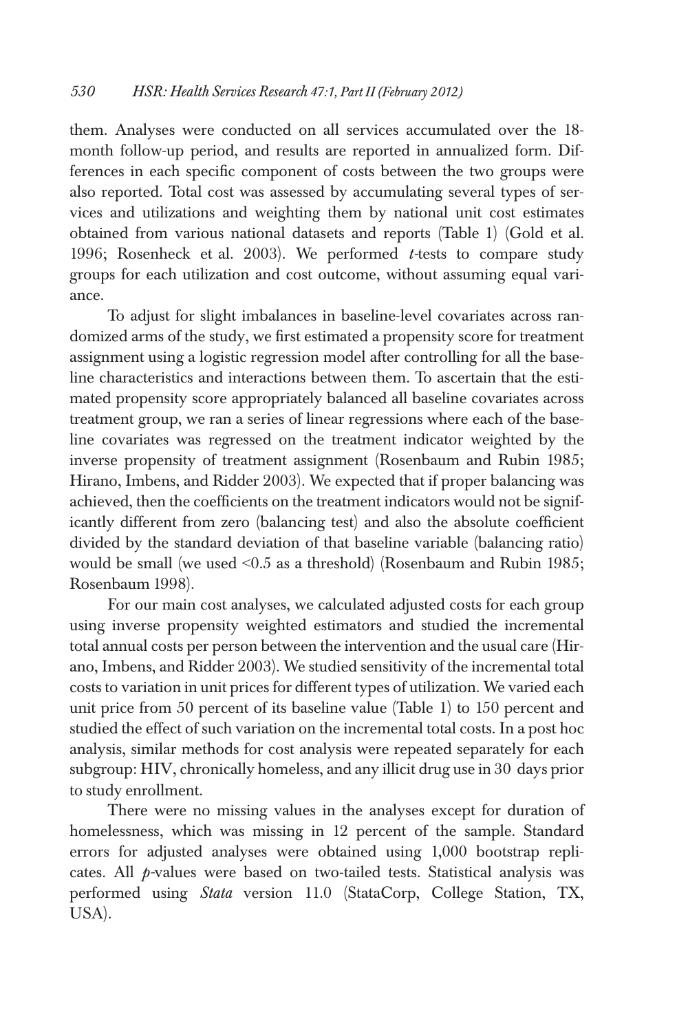them. Analyses were conducted on all services accumulated over the 18-month follow-up period, and results are reported in annualized form. Differences in each specific component of costs between the two groups were also reported. Total cost was assessed by accumulating several types of services and utilizations and weighting them by national unit cost estimates obtained from various national datasets and reports (Table 1) (Gold et al. 1996; Rosenheck et al. 2003). We performed *t*-tests to compare study groups for each utilization and cost outcome, without assuming equal variance.

To adjust for slight imbalances in baseline-level covariates across randomized arms of the study, we first estimated a propensity score for treatment assignment using a logistic regression model after controlling for all the baseline characteristics and interactions between them. To ascertain that the estimated propensity score appropriately balanced all baseline covariates across treatment group, we ran a series of linear regressions where each of the baseline covariates was regressed on the treatment indicator weighted by the inverse propensity of treatment assignment (Rosenbaum and Rubin 1985; Hirano, Imbens, and Ridder 2003). We expected that if proper balancing was achieved, then the coefficients on the treatment indicators would not be significantly different from zero (balancing test) and also the absolute coefficient divided by the standard deviation of that baseline variable (balancing ratio) would be small (we used <0.5 as a threshold) (Rosenbaum and Rubin 1985; Rosenbaum 1998).

For our main cost analyses, we calculated adjusted costs for each group using inverse propensity weighted estimators and studied the incremental total annual costs per person between the intervention and the usual care (Hirano, Imbens, and Ridder 2003). We studied sensitivity of the incremental total costs to variation in unit prices for different types of utilization. We varied each unit price from 50 percent of its baseline value (Table 1) to 150 percent and studied the effect of such variation on the incremental total costs. In a post hoc analysis, similar methods for cost analysis were repeated separately for each subgroup: HIV, chronically homeless, and any illicit drug use in 30 days prior to study enrollment.

There were no missing values in the analyses except for duration of homelessness, which was missing in 12 percent of the sample. Standard errors for adjusted analyses were obtained using 1,000 bootstrap replicates. All *p*-values were based on two-tailed tests. Statistical analysis was performed using *Stata* version 11.0 (StataCorp, College Station, TX, USA).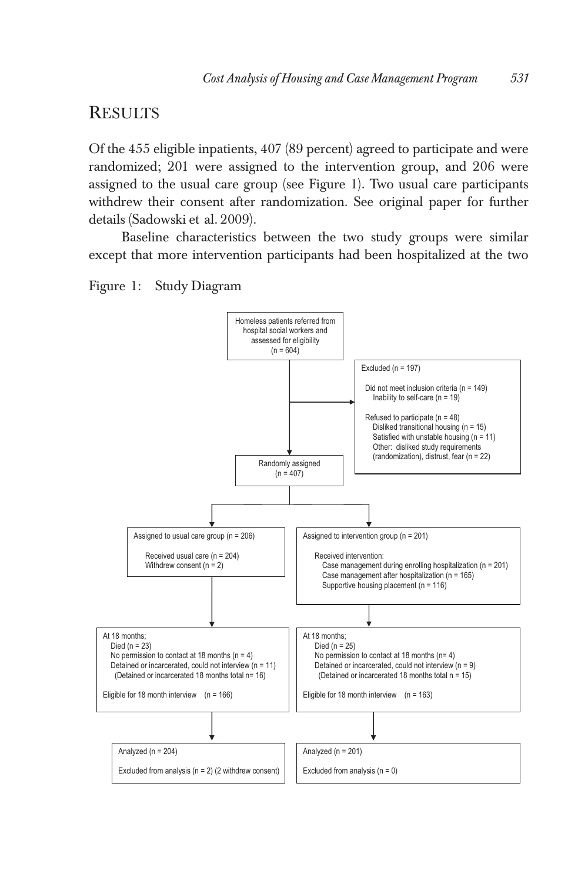## Results

Of the 455 eligible inpatients, 407 (89 percent) agreed to participate and were randomized; 201 were assigned to the intervention group, and 206 were assigned to the usual care group (see Figure 1). Two usual care participants withdrew their consent after randomization. See original paper for further details (Sadowski et al. 2009).

Baseline characteristics between the two study groups were similar except that more intervention participants had been hospitalized at the two

Figure 1: Study Diagram

Homeless patients referred from hospital social workers and assessed for eligibility (n = 604)

Excluded (n = 197)

- Did not meet inclusion criteria (n = 149)
  - Inability to self-care (n = 19)
- Refused to participate (n = 48)
  - Disliked transitional housing (n = 15)
  - Satisfied with unstable housing (n = 11)
  - Other: disliked study requirements (randomization), distrust, fear (n = 22)

Randomly assigned (n = 407)

Assigned to usual care group (n = 206)

- Received usual care (n = 204)
- Withdrew consent (n = 2)

Assigned to intervention group (n = 201)

- Received intervention:
  - Case management during enrolling hospitalization (n = 201)
  - Case management after hospitalization (n = 165)
  - Supportive housing placement (n = 116)

At 18 months;

- Died (n = 23)
- No permission to contact at 18 months (n = 4)
- Detained or incarcerated, could not interview (n = 11)
  - (Detained or incarcerated 18 months total n= 16)

Eligible for 18 month interview (n = 166)

At 18 months;

- Died (n = 25)
- No permission to contact at 18 months (n= 4)
- Detained or incarcerated, could not interview (n = 9)
  - (Detained or incarcerated 18 months total n = 15)

Eligible for 18 month interview (n = 163)

Analyzed (n = 204)

Excluded from analysis (n = 2) (2 withdrew consent)

Analyzed (n = 201)

Excluded from analysis (n = 0)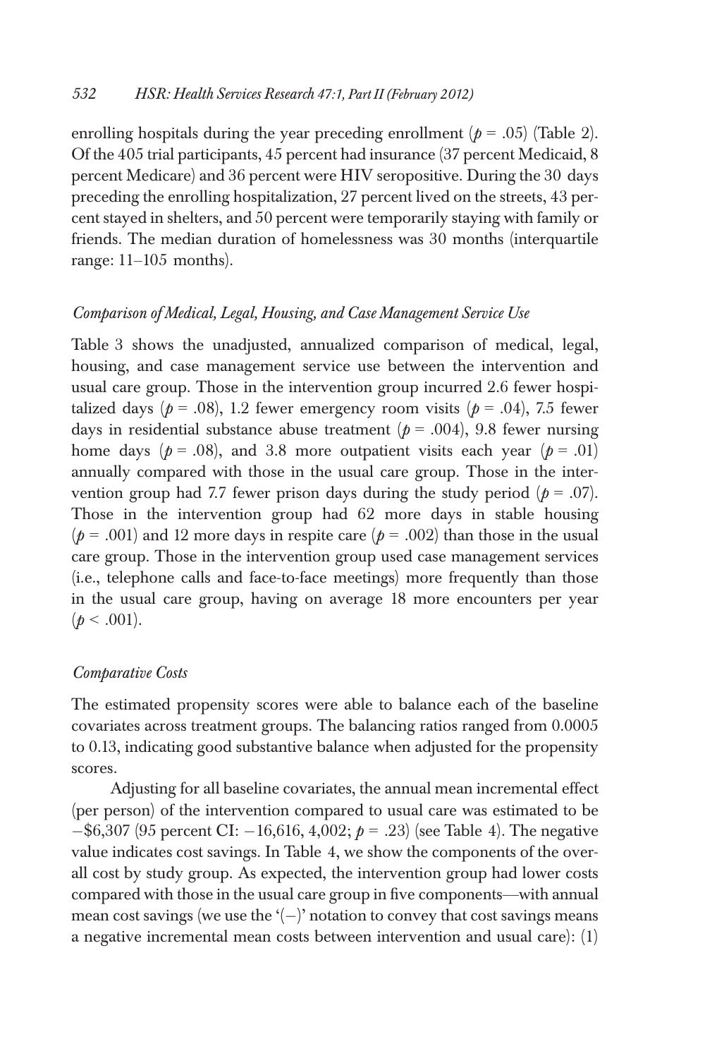enrolling hospitals during the year preceding enrollment ($p = .05$) (Table 2). Of the 405 trial participants, 45 percent had insurance (37 percent Medicaid, 8 percent Medicare) and 36 percent were HIV seropositive. During the 30 days preceding the enrolling hospitalization, 27 percent lived on the streets, 43 percent stayed in shelters, and 50 percent were temporarily staying with family or friends. The median duration of homelessness was 30 months (interquartile range: 11–105 months).

### *Comparison of Medical, Legal, Housing, and Case Management Service Use*

Table 3 shows the unadjusted, annualized comparison of medical, legal, housing, and case management service use between the intervention and usual care group. Those in the intervention group incurred 2.6 fewer hospitalized days ($p = .08$), 1.2 fewer emergency room visits ($p = .04$), 7.5 fewer days in residential substance abuse treatment ($p = .004$), 9.8 fewer nursing home days ($p = .08$), and 3.8 more outpatient visits each year ($p = .01$) annually compared with those in the usual care group. Those in the intervention group had 7.7 fewer prison days during the study period ($p = .07$). Those in the intervention group had 62 more days in stable housing ($p = .001$) and 12 more days in respite care ($p = .002$) than those in the usual care group. Those in the intervention group used case management services (i.e., telephone calls and face-to-face meetings) more frequently than those in the usual care group, having on average 18 more encounters per year ($p < .001$).

### *Comparative Costs*

The estimated propensity scores were able to balance each of the baseline covariates across treatment groups. The balancing ratios ranged from 0.0005 to 0.13, indicating good substantive balance when adjusted for the propensity scores.

Adjusting for all baseline covariates, the annual mean incremental effect (per person) of the intervention compared to usual care was estimated to be −\$6,307 (95 percent CI: −16,616, 4,002; $p = .23$) (see Table 4). The negative value indicates cost savings. In Table 4, we show the components of the overall cost by study group. As expected, the intervention group had lower costs compared with those in the usual care group in five components—with annual mean cost savings (we use the '(−)' notation to convey that cost savings means a negative incremental mean costs between intervention and usual care): (1)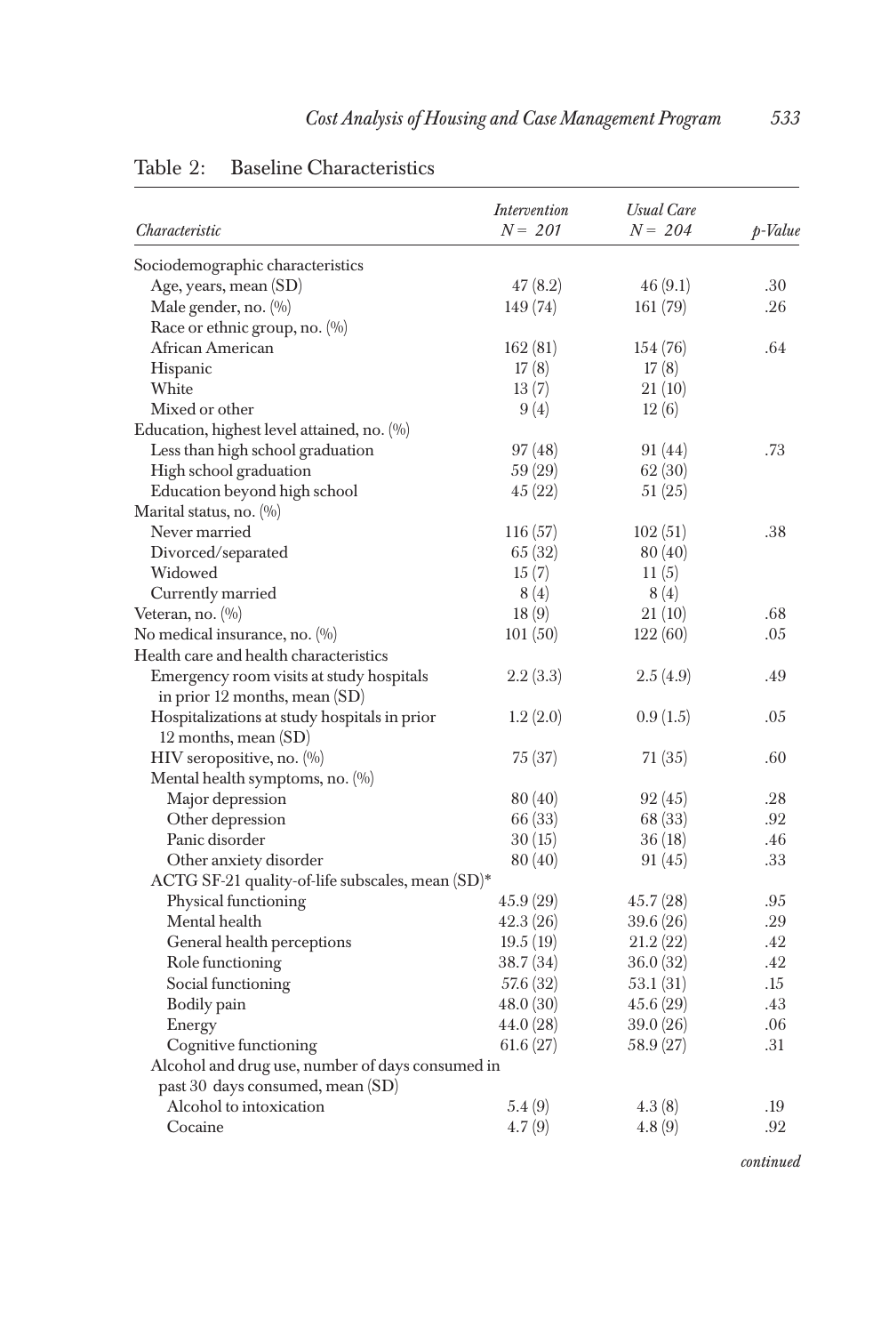Table 2: Baseline Characteristics

| Characteristic | Intervention N = 201 | Usual Care N = 204 | p-Value |
|---|---|---|---|
| Sociodemographic characteristics | | | |
| Age, years, mean (SD) | 47 (8.2) | 46 (9.1) | .30 |
| Male gender, no. (%) | 149 (74) | 161 (79) | .26 |
| Race or ethnic group, no. (%) | | | |
| African American | 162 (81) | 154 (76) | .64 |
| Hispanic | 17 (8) | 17 (8) | |
| White | 13 (7) | 21 (10) | |
| Mixed or other | 9 (4) | 12 (6) | |
| Education, highest level attained, no. (%) | | | |
| Less than high school graduation | 97 (48) | 91 (44) | .73 |
| High school graduation | 59 (29) | 62 (30) | |
| Education beyond high school | 45 (22) | 51 (25) | |
| Marital status, no. (%) | | | |
| Never married | 116 (57) | 102 (51) | .38 |
| Divorced/separated | 65 (32) | 80 (40) | |
| Widowed | 15 (7) | 11 (5) | |
| Currently married | 8 (4) | 8 (4) | |
| Veteran, no. (%) | 18 (9) | 21 (10) | .68 |
| No medical insurance, no. (%) | 101 (50) | 122 (60) | .05 |
| Health care and health characteristics | | | |
| Emergency room visits at study hospitals in prior 12 months, mean (SD) | 2.2 (3.3) | 2.5 (4.9) | .49 |
| Hospitalizations at study hospitals in prior 12 months, mean (SD) | 1.2 (2.0) | 0.9 (1.5) | .05 |
| HIV seropositive, no. (%) | 75 (37) | 71 (35) | .60 |
| Mental health symptoms, no. (%) | | | |
| Major depression | 80 (40) | 92 (45) | .28 |
| Other depression | 66 (33) | 68 (33) | .92 |
| Panic disorder | 30 (15) | 36 (18) | .46 |
| Other anxiety disorder | 80 (40) | 91 (45) | .33 |
| ACTG SF-21 quality-of-life subscales, mean (SD)* | | | |
| Physical functioning | 45.9 (29) | 45.7 (28) | .95 |
| Mental health | 42.3 (26) | 39.6 (26) | .29 |
| General health perceptions | 19.5 (19) | 21.2 (22) | .42 |
| Role functioning | 38.7 (34) | 36.0 (32) | .42 |
| Social functioning | 57.6 (32) | 53.1 (31) | .15 |
| Bodily pain | 48.0 (30) | 45.6 (29) | .43 |
| Energy | 44.0 (28) | 39.0 (26) | .06 |
| Cognitive functioning | 61.6 (27) | 58.9 (27) | .31 |
| Alcohol and drug use, number of days consumed in past 30 days consumed, mean (SD) | | | |
| Alcohol to intoxication | 5.4 (9) | 4.3 (8) | .19 |
| Cocaine | 4.7 (9) | 4.8 (9) | .92 |

*continued*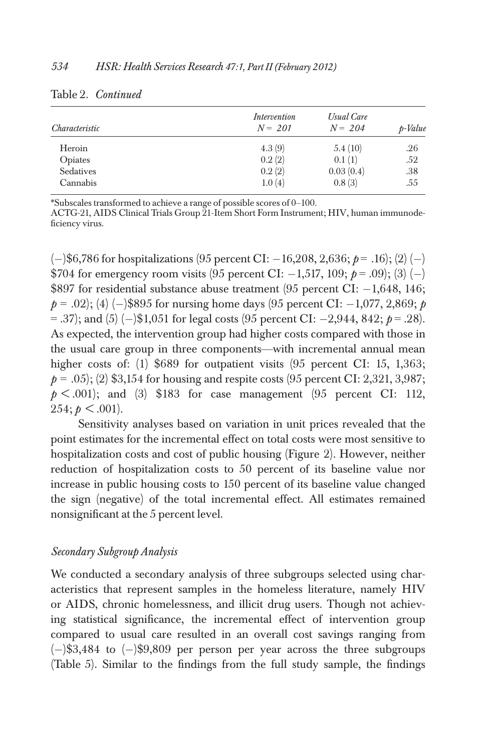Table 2. *Continued*

| *Characteristic* | *Intervention* $N = 201$ | *Usual Care* $N = 204$ | *p-Value* |
|---|---|---|---|
| Heroin | 4.3 (9) | 5.4 (10) | .26 |
| Opiates | 0.2 (2) | 0.1 (1) | .52 |
| Sedatives | 0.2 (2) | 0.03 (0.4) | .38 |
| Cannabis | 1.0 (4) | 0.8 (3) | .55 |

*Subscales transformed to achieve a range of possible scores of 0–100.

ACTG-21, AIDS Clinical Trials Group 21-Item Short Form Instrument; HIV, human immunodeficiency virus.

(−)\$6,786 for hospitalizations (95 percent CI: −16,208, 2,636; $p = .16$); (2) (−) \$704 for emergency room visits (95 percent CI: −1,517, 109; $p = .09$); (3) (−) \$897 for residential substance abuse treatment (95 percent CI: −1,648, 146; $p = .02$); (4) (−)\$895 for nursing home days (95 percent CI: −1,077, 2,869; $p = .37$); and (5) (−)\$1,051 for legal costs (95 percent CI: −2,944, 842; $p = .28$). As expected, the intervention group had higher costs compared with those in the usual care group in three components—with incremental annual mean higher costs of: (1) \$689 for outpatient visits (95 percent CI: 15, 1,363; $p = .05$); (2) \$3,154 for housing and respite costs (95 percent CI: 2,321, 3,987; $p < .001$); and (3) \$183 for case management (95 percent CI: 112, 254; $p < .001$).

Sensitivity analyses based on variation in unit prices revealed that the point estimates for the incremental effect on total costs were most sensitive to hospitalization costs and cost of public housing (Figure 2). However, neither reduction of hospitalization costs to 50 percent of its baseline value nor increase in public housing costs to 150 percent of its baseline value changed the sign (negative) of the total incremental effect. All estimates remained nonsignificant at the 5 percent level.

### *Secondary Subgroup Analysis*

We conducted a secondary analysis of three subgroups selected using characteristics that represent samples in the homeless literature, namely HIV or AIDS, chronic homelessness, and illicit drug users. Though not achieving statistical significance, the incremental effect of intervention group compared to usual care resulted in an overall cost savings ranging from (−)\$3,484 to (−)\$9,809 per person per year across the three subgroups (Table 5). Similar to the findings from the full study sample, the findings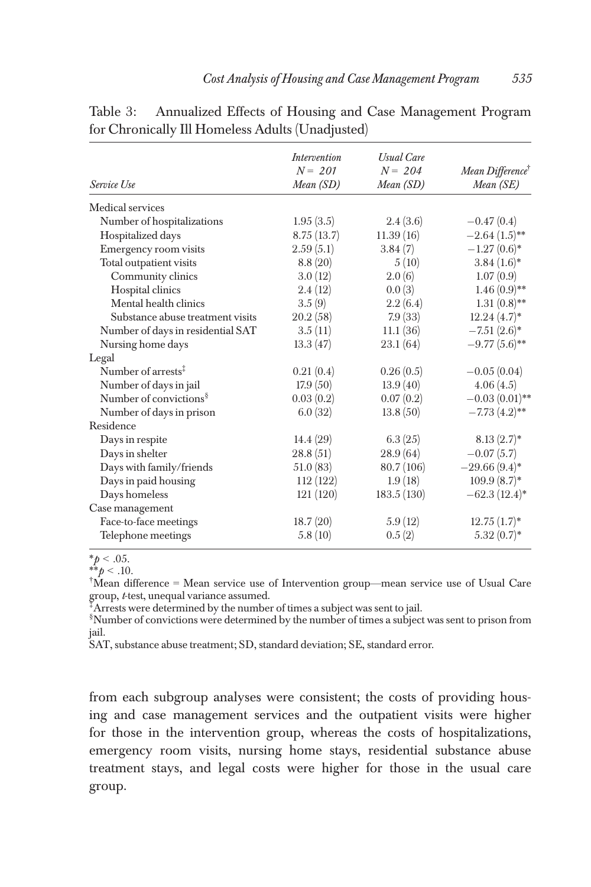Table 3: Annualized Effects of Housing and Case Management Program for Chronically Ill Homeless Adults (Unadjusted)

| Service Use | *Intervention* $N = 201$ *Mean (SD)* | *Usual Care* $N = 204$ *Mean (SD)* | *Mean Difference*[†] *Mean (SE)* |
|---|---|---|---|
| Medical services | | | |
| Number of hospitalizations | 1.95 (3.5) | 2.4 (3.6) | −0.47 (0.4) |
| Hospitalized days | 8.75 (13.7) | 11.39 (16) | −2.64 (1.5)** |
| Emergency room visits | 2.59 (5.1) | 3.84 (7) | −1.27 (0.6)* |
| Total outpatient visits | 8.8 (20) | 5 (10) | 3.84 (1.6)* |
| Community clinics | 3.0 (12) | 2.0 (6) | 1.07 (0.9) |
| Hospital clinics | 2.4 (12) | 0.0 (3) | 1.46 (0.9)** |
| Mental health clinics | 3.5 (9) | 2.2 (6.4) | 1.31 (0.8)** |
| Substance abuse treatment visits | 20.2 (58) | 7.9 (33) | 12.24 (4.7)* |
| Number of days in residential SAT | 3.5 (11) | 11.1 (36) | −7.51 (2.6)* |
| Nursing home days | 13.3 (47) | 23.1 (64) | −9.77 (5.6)** |
| Legal | | | |
| Number of arrests[‡] | 0.21 (0.4) | 0.26 (0.5) | −0.05 (0.04) |
| Number of days in jail | 17.9 (50) | 13.9 (40) | 4.06 (4.5) |
| Number of convictions[§] | 0.03 (0.2) | 0.07 (0.2) | −0.03 (0.01)** |
| Number of days in prison | 6.0 (32) | 13.8 (50) | −7.73 (4.2)** |
| Residence | | | |
| Days in respite | 14.4 (29) | 6.3 (25) | 8.13 (2.7)* |
| Days in shelter | 28.8 (51) | 28.9 (64) | −0.07 (5.7) |
| Days with family/friends | 51.0 (83) | 80.7 (106) | −29.66 (9.4)* |
| Days in paid housing | 112 (122) | 1.9 (18) | 109.9 (8.7)* |
| Days homeless | 121 (120) | 183.5 (130) | −62.3 (12.4)* |
| Case management | | | |
| Face-to-face meetings | 18.7 (20) | 5.9 (12) | 12.75 (1.7)* |
| Telephone meetings | 5.8 (10) | 0.5 (2) | 5.32 (0.7)* |

*$p < .05$.
**$p < .10$.
[†]Mean difference = Mean service use of Intervention group—mean service use of Usual Care group, *t*-test, unequal variance assumed.
[‡]Arrests were determined by the number of times a subject was sent to jail.
[§]Number of convictions were determined by the number of times a subject was sent to prison from jail.
SAT, substance abuse treatment; SD, standard deviation; SE, standard error.

from each subgroup analyses were consistent; the costs of providing housing and case management services and the outpatient visits were higher for those in the intervention group, whereas the costs of hospitalizations, emergency room visits, nursing home stays, residential substance abuse treatment stays, and legal costs were higher for those in the usual care group.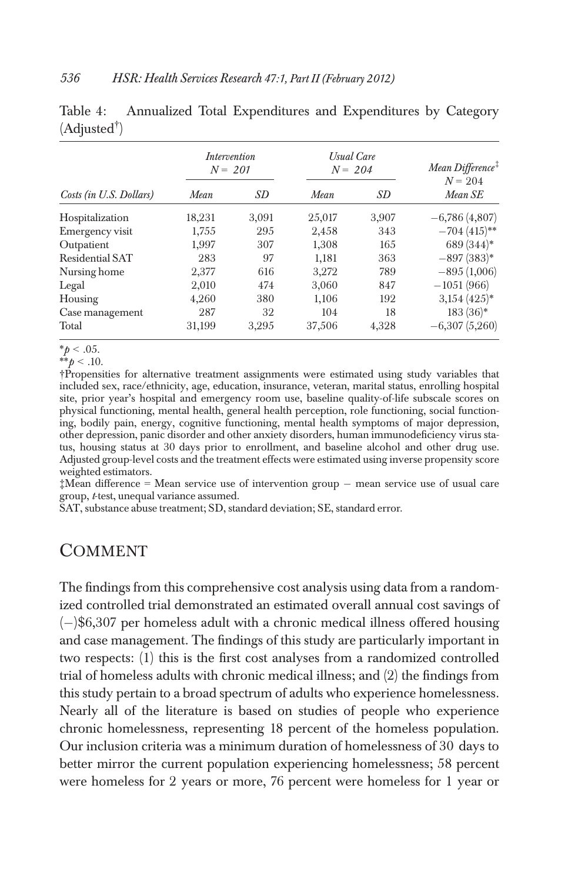Table 4: Annualized Total Expenditures and Expenditures by Category (Adjusted[†])

| | Intervention N = 201 | | Usual Care N = 204 | | Mean Difference[‡] N = 204 |
|---|---|---|---|---|---|
| Costs (in U.S. Dollars) | Mean | SD | Mean | SD | Mean SE |
| Hospitalization | 18,231 | 3,091 | 25,017 | 3,907 | −6,786 (4,807) |
| Emergency visit | 1,755 | 295 | 2,458 | 343 | −704 (415)** |
| Outpatient | 1,997 | 307 | 1,308 | 165 | 689 (344)* |
| Residential SAT | 283 | 97 | 1,181 | 363 | −897 (383)* |
| Nursing home | 2,377 | 616 | 3,272 | 789 | −895 (1,006) |
| Legal | 2,010 | 474 | 3,060 | 847 | −1051 (966) |
| Housing | 4,260 | 380 | 1,106 | 192 | 3,154 (425)* |
| Case management | 287 | 32 | 104 | 18 | 183 (36)* |
| Total | 31,199 | 3,295 | 37,506 | 4,328 | −6,307 (5,260) |

*$p < .05$.
**$p < .10$.
†Propensities for alternative treatment assignments were estimated using study variables that included sex, race/ethnicity, age, education, insurance, veteran, marital status, enrolling hospital site, prior year's hospital and emergency room use, baseline quality-of-life subscale scores on physical functioning, mental health, general health perception, role functioning, social functioning, bodily pain, energy, cognitive functioning, mental health symptoms of major depression, other depression, panic disorder and other anxiety disorders, human immunodeficiency virus status, housing status at 30 days prior to enrollment, and baseline alcohol and other drug use. Adjusted group-level costs and the treatment effects were estimated using inverse propensity score weighted estimators.
‡Mean difference = Mean service use of intervention group − mean service use of usual care group, *t*-test, unequal variance assumed.
SAT, substance abuse treatment; SD, standard deviation; SE, standard error.

# Comment

The findings from this comprehensive cost analysis using data from a randomized controlled trial demonstrated an estimated overall annual cost savings of (−)$6,307 per homeless adult with a chronic medical illness offered housing and case management. The findings of this study are particularly important in two respects: (1) this is the first cost analyses from a randomized controlled trial of homeless adults with chronic medical illness; and (2) the findings from this study pertain to a broad spectrum of adults who experience homelessness. Nearly all of the literature is based on studies of people who experience chronic homelessness, representing 18 percent of the homeless population. Our inclusion criteria was a minimum duration of homelessness of 30 days to better mirror the current population experiencing homelessness; 58 percent were homeless for 2 years or more, 76 percent were homeless for 1 year or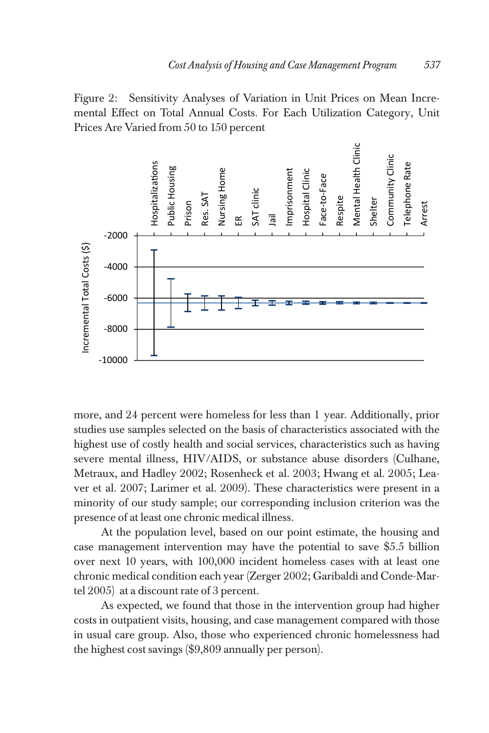Figure 2: Sensitivity Analyses of Variation in Unit Prices on Mean Incremental Effect on Total Annual Costs. For Each Utilization Category, Unit Prices Are Varied from 50 to 150 percent

more, and 24 percent were homeless for less than 1 year. Additionally, prior studies use samples selected on the basis of characteristics associated with the highest use of costly health and social services, characteristics such as having severe mental illness, HIV/AIDS, or substance abuse disorders (Culhane, Metraux, and Hadley 2002; Rosenheck et al. 2003; Hwang et al. 2005; Leaver et al. 2007; Larimer et al. 2009). These characteristics were present in a minority of our study sample; our corresponding inclusion criterion was the presence of at least one chronic medical illness.

At the population level, based on our point estimate, the housing and case management intervention may have the potential to save $5.5 billion over next 10 years, with 100,000 incident homeless cases with at least one chronic medical condition each year (Zerger 2002; Garibaldi and Conde-Martel 2005) at a discount rate of 3 percent.

As expected, we found that those in the intervention group had higher costs in outpatient visits, housing, and case management compared with those in usual care group. Also, those who experienced chronic homelessness had the highest cost savings ($9,809 annually per person).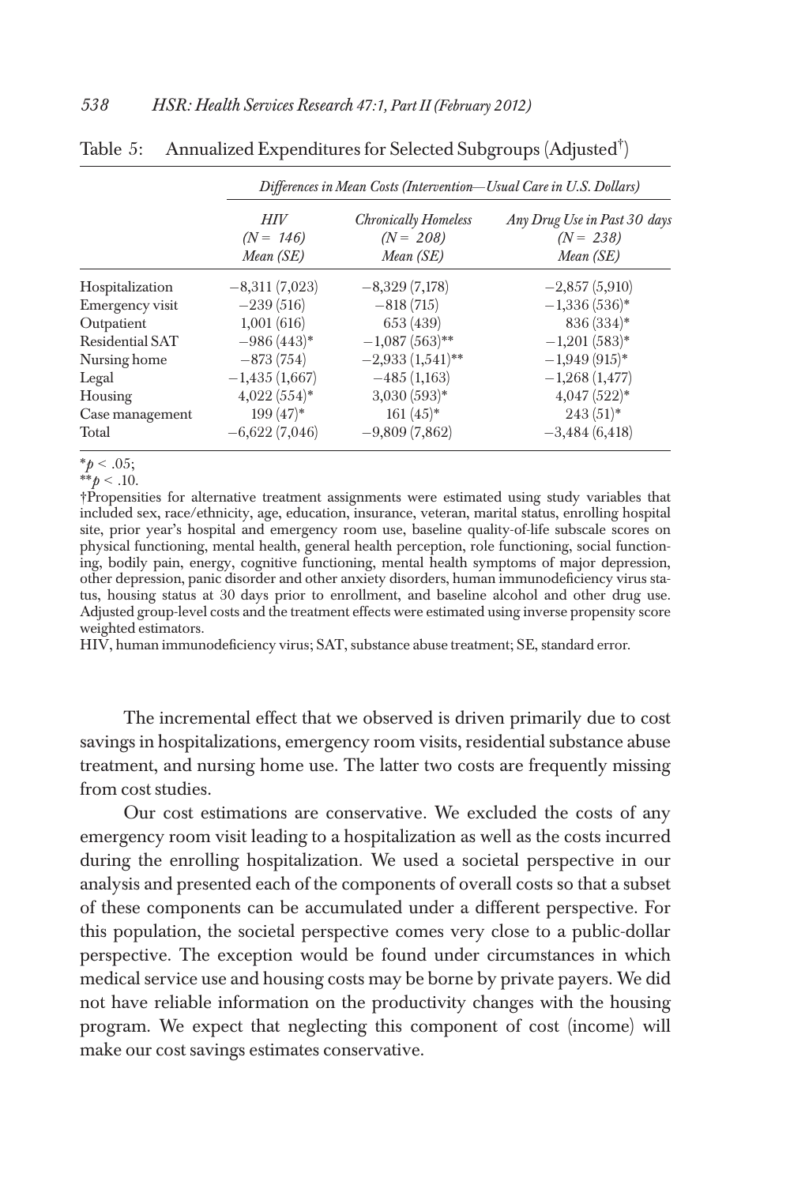Table 5: Annualized Expenditures for Selected Subgroups (Adjusted†)

| | *Differences in Mean Costs (Intervention—Usual Care in U.S. Dollars)* | | |
|---|---|---|---|
| | *HIV* *(N = 146)* *Mean (SE)* | *Chronically Homeless* *(N = 208)* *Mean (SE)* | *Any Drug Use in Past 30 days* *(N = 238)* *Mean (SE)* |
| Hospitalization | −8,311 (7,023) | −8,329 (7,178) | −2,857 (5,910) |
| Emergency visit | −239 (516) | −818 (715) | −1,336 (536)* |
| Outpatient | 1,001 (616) | 653 (439) | 836 (334)* |
| Residential SAT | −986 (443)* | −1,087 (563)** | −1,201 (583)* |
| Nursing home | −873 (754) | −2,933 (1,541)** | −1,949 (915)* |
| Legal | −1,435 (1,667) | −485 (1,163) | −1,268 (1,477) |
| Housing | 4,022 (554)* | 3,030 (593)* | 4,047 (522)* |
| Case management | 199 (47)* | 161 (45)* | 243 (51)* |
| Total | −6,622 (7,046) | −9,809 (7,862) | −3,484 (6,418) |

*$p < .05$;
**$p < .10$.

†Propensities for alternative treatment assignments were estimated using study variables that included sex, race/ethnicity, age, education, insurance, veteran, marital status, enrolling hospital site, prior year's hospital and emergency room use, baseline quality-of-life subscale scores on physical functioning, mental health, general health perception, role functioning, social functioning, bodily pain, energy, cognitive functioning, mental health symptoms of major depression, other depression, panic disorder and other anxiety disorders, human immunodeficiency virus status, housing status at 30 days prior to enrollment, and baseline alcohol and other drug use. Adjusted group-level costs and the treatment effects were estimated using inverse propensity score weighted estimators.

HIV, human immunodeficiency virus; SAT, substance abuse treatment; SE, standard error.

The incremental effect that we observed is driven primarily due to cost savings in hospitalizations, emergency room visits, residential substance abuse treatment, and nursing home use. The latter two costs are frequently missing from cost studies.

Our cost estimations are conservative. We excluded the costs of any emergency room visit leading to a hospitalization as well as the costs incurred during the enrolling hospitalization. We used a societal perspective in our analysis and presented each of the components of overall costs so that a subset of these components can be accumulated under a different perspective. For this population, the societal perspective comes very close to a public-dollar perspective. The exception would be found under circumstances in which medical service use and housing costs may be borne by private payers. We did not have reliable information on the productivity changes with the housing program. We expect that neglecting this component of cost (income) will make our cost savings estimates conservative.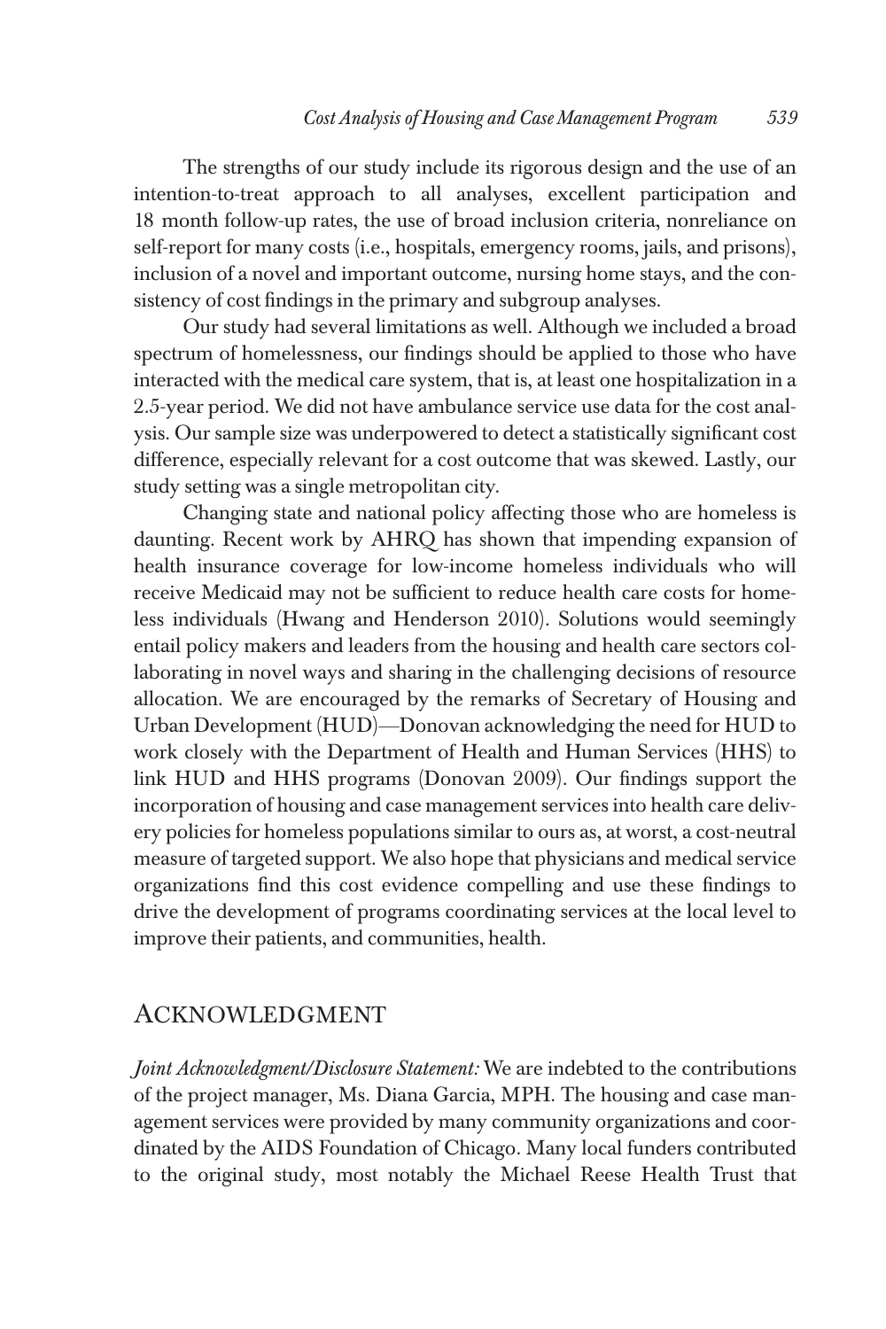The strengths of our study include its rigorous design and the use of an intention-to-treat approach to all analyses, excellent participation and 18 month follow-up rates, the use of broad inclusion criteria, nonreliance on self-report for many costs (i.e., hospitals, emergency rooms, jails, and prisons), inclusion of a novel and important outcome, nursing home stays, and the consistency of cost findings in the primary and subgroup analyses.

Our study had several limitations as well. Although we included a broad spectrum of homelessness, our findings should be applied to those who have interacted with the medical care system, that is, at least one hospitalization in a 2.5-year period. We did not have ambulance service use data for the cost analysis. Our sample size was underpowered to detect a statistically significant cost difference, especially relevant for a cost outcome that was skewed. Lastly, our study setting was a single metropolitan city.

Changing state and national policy affecting those who are homeless is daunting. Recent work by AHRQ has shown that impending expansion of health insurance coverage for low-income homeless individuals who will receive Medicaid may not be sufficient to reduce health care costs for homeless individuals (Hwang and Henderson 2010). Solutions would seemingly entail policy makers and leaders from the housing and health care sectors collaborating in novel ways and sharing in the challenging decisions of resource allocation. We are encouraged by the remarks of Secretary of Housing and Urban Development (HUD)—Donovan acknowledging the need for HUD to work closely with the Department of Health and Human Services (HHS) to link HUD and HHS programs (Donovan 2009). Our findings support the incorporation of housing and case management services into health care delivery policies for homeless populations similar to ours as, at worst, a cost-neutral measure of targeted support. We also hope that physicians and medical service organizations find this cost evidence compelling and use these findings to drive the development of programs coordinating services at the local level to improve their patients, and communities, health.

## Acknowledgment

*Joint Acknowledgment/Disclosure Statement:* We are indebted to the contributions of the project manager, Ms. Diana Garcia, MPH. The housing and case management services were provided by many community organizations and coordinated by the AIDS Foundation of Chicago. Many local funders contributed to the original study, most notably the Michael Reese Health Trust that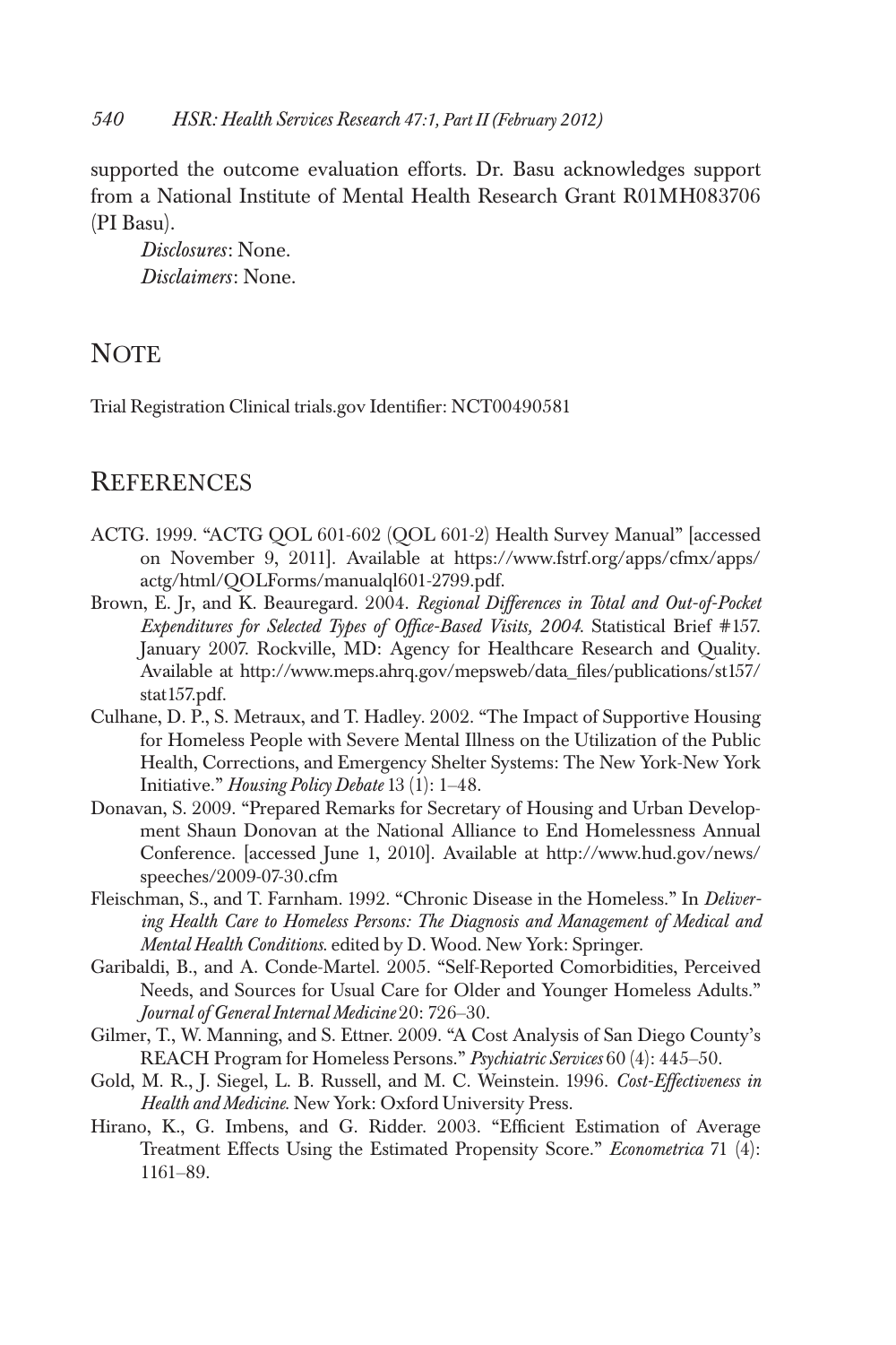supported the outcome evaluation efforts. Dr. Basu acknowledges support from a National Institute of Mental Health Research Grant R01MH083706 (PI Basu).

*Disclosures*: None.
*Disclaimers*: None.

## NOTE

Trial Registration Clinical trials.gov Identifier: NCT00490581

## REFERENCES

ACTG. 1999. "ACTG QOL 601-602 (QOL 601-2) Health Survey Manual" [accessed on November 9, 2011]. Available at https://www.fstrf.org/apps/cfmx/apps/actg/html/QOLForms/manualql601-2799.pdf.

Brown, E. Jr, and K. Beauregard. 2004. *Regional Differences in Total and Out-of-Pocket Expenditures for Selected Types of Office-Based Visits, 2004*. Statistical Brief #157. January 2007. Rockville, MD: Agency for Healthcare Research and Quality. Available at http://www.meps.ahrq.gov/mepsweb/data_files/publications/st157/stat157.pdf.

Culhane, D. P., S. Metraux, and T. Hadley. 2002. "The Impact of Supportive Housing for Homeless People with Severe Mental Illness on the Utilization of the Public Health, Corrections, and Emergency Shelter Systems: The New York-New York Initiative." *Housing Policy Debate* 13 (1): 1–48.

Donavan, S. 2009. "Prepared Remarks for Secretary of Housing and Urban Development Shaun Donovan at the National Alliance to End Homelessness Annual Conference. [accessed June 1, 2010]. Available at http://www.hud.gov/news/speeches/2009-07-30.cfm

Fleischman, S., and T. Farnham. 1992. "Chronic Disease in the Homeless." In *Delivering Health Care to Homeless Persons: The Diagnosis and Management of Medical and Mental Health Conditions*. edited by D. Wood. New York: Springer.

Garibaldi, B., and A. Conde-Martel. 2005. "Self-Reported Comorbidities, Perceived Needs, and Sources for Usual Care for Older and Younger Homeless Adults." *Journal of General Internal Medicine* 20: 726–30.

Gilmer, T., W. Manning, and S. Ettner. 2009. "A Cost Analysis of San Diego County's REACH Program for Homeless Persons." *Psychiatric Services* 60 (4): 445–50.

Gold, M. R., J. Siegel, L. B. Russell, and M. C. Weinstein. 1996. *Cost-Effectiveness in Health and Medicine*. New York: Oxford University Press.

Hirano, K., G. Imbens, and G. Ridder. 2003. "Efficient Estimation of Average Treatment Effects Using the Estimated Propensity Score." *Econometrica* 71 (4): 1161–89.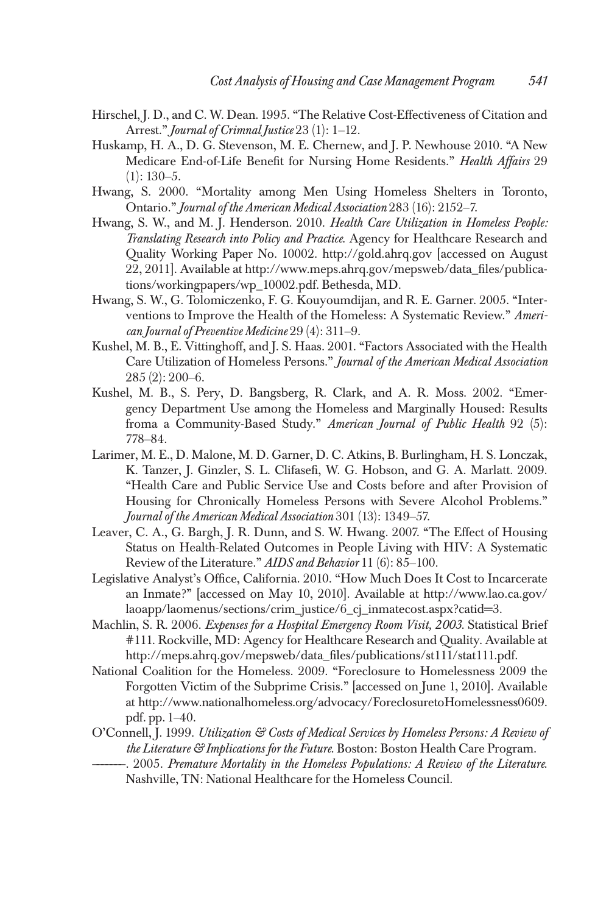Hirschel, J. D., and C. W. Dean. 1995. "The Relative Cost-Effectiveness of Citation and Arrest." *Journal of Crimnal Justice* 23 (1): 1–12.

Huskamp, H. A., D. G. Stevenson, M. E. Chernew, and J. P. Newhouse 2010. "A New Medicare End-of-Life Benefit for Nursing Home Residents." *Health Affairs* 29 (1): 130–5.

Hwang, S. 2000. "Mortality among Men Using Homeless Shelters in Toronto, Ontario." *Journal of the American Medical Association* 283 (16): 2152–7.

Hwang, S. W., and M. J. Henderson. 2010. *Health Care Utilization in Homeless People: Translating Research into Policy and Practice.* Agency for Healthcare Research and Quality Working Paper No. 10002. http://gold.ahrq.gov [accessed on August 22, 2011]. Available at http://www.meps.ahrq.gov/mepsweb/data_files/publications/workingpapers/wp_10002.pdf. Bethesda, MD.

Hwang, S. W., G. Tolomiczenko, F. G. Kouyoumdijan, and R. E. Garner. 2005. "Interventions to Improve the Health of the Homeless: A Systematic Review." *American Journal of Preventive Medicine* 29 (4): 311–9.

Kushel, M. B., E. Vittinghoff, and J. S. Haas. 2001. "Factors Associated with the Health Care Utilization of Homeless Persons." *Journal of the American Medical Association* 285 (2): 200–6.

Kushel, M. B., S. Pery, D. Bangsberg, R. Clark, and A. R. Moss. 2002. "Emergency Department Use among the Homeless and Marginally Housed: Results froma a Community-Based Study." *American Journal of Public Health* 92 (5): 778–84.

Larimer, M. E., D. Malone, M. D. Garner, D. C. Atkins, B. Burlingham, H. S. Lonczak, K. Tanzer, J. Ginzler, S. L. Clifasefi, W. G. Hobson, and G. A. Marlatt. 2009. "Health Care and Public Service Use and Costs before and after Provision of Housing for Chronically Homeless Persons with Severe Alcohol Problems." *Journal of the American Medical Association* 301 (13): 1349–57.

Leaver, C. A., G. Bargh, J. R. Dunn, and S. W. Hwang. 2007. "The Effect of Housing Status on Health-Related Outcomes in People Living with HIV: A Systematic Review of the Literature." *AIDS and Behavior* 11 (6): 85–100.

Legislative Analyst's Office, California. 2010. "How Much Does It Cost to Incarcerate an Inmate?" [accessed on May 10, 2010]. Available at http://www.lao.ca.gov/laoapp/laomenus/sections/crim_justice/6_cj_inmatecost.aspx?catid=3.

Machlin, S. R. 2006. *Expenses for a Hospital Emergency Room Visit, 2003.* Statistical Brief #111. Rockville, MD: Agency for Healthcare Research and Quality. Available at http://meps.ahrq.gov/mepsweb/data_files/publications/st111/stat111.pdf.

National Coalition for the Homeless. 2009. "Foreclosure to Homelessness 2009 the Forgotten Victim of the Subprime Crisis." [accessed on June 1, 2010]. Available at http://www.nationalhomeless.org/advocacy/ForeclosuretoHomelessness0609.pdf. pp. 1–40.

O'Connell, J. 1999. *Utilization & Costs of Medical Services by Homeless Persons: A Review of the Literature & Implications for the Future.* Boston: Boston Health Care Program.

———. 2005. *Premature Mortality in the Homeless Populations: A Review of the Literature.* Nashville, TN: National Healthcare for the Homeless Council.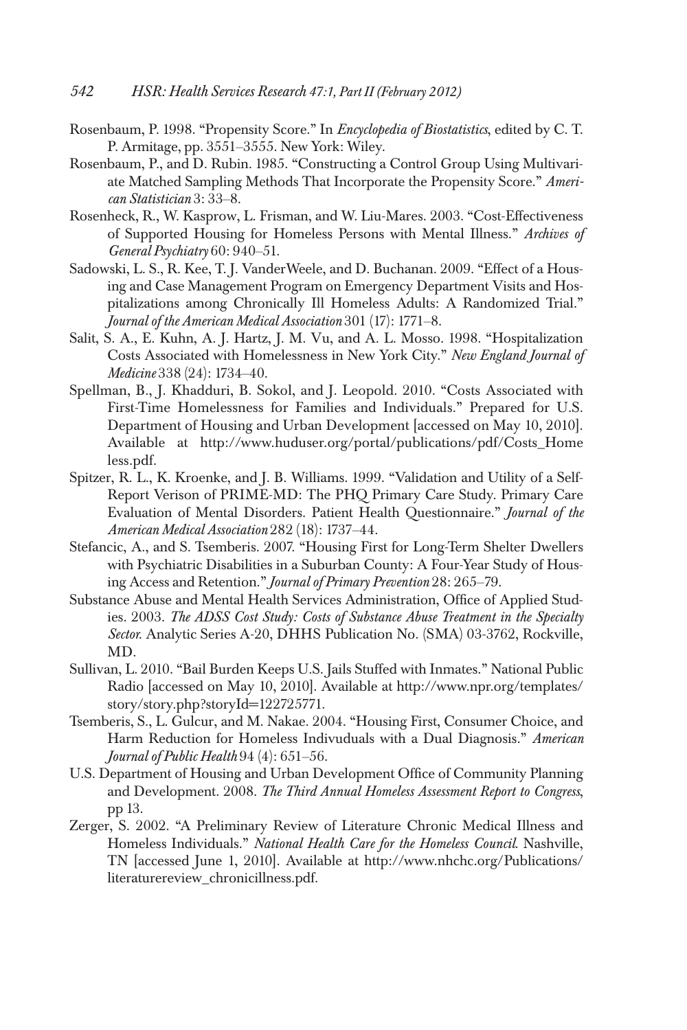Rosenbaum, P. 1998. "Propensity Score." In *Encyclopedia of Biostatistics*, edited by C. T. P. Armitage, pp. 3551–3555. New York: Wiley.

Rosenbaum, P., and D. Rubin. 1985. "Constructing a Control Group Using Multivariate Matched Sampling Methods That Incorporate the Propensity Score." *American Statistician* 3: 33–8.

Rosenheck, R., W. Kasprow, L. Frisman, and W. Liu-Mares. 2003. "Cost-Effectiveness of Supported Housing for Homeless Persons with Mental Illness." *Archives of General Psychiatry* 60: 940–51.

Sadowski, L. S., R. Kee, T. J. VanderWeele, and D. Buchanan. 2009. "Effect of a Housing and Case Management Program on Emergency Department Visits and Hospitalizations among Chronically Ill Homeless Adults: A Randomized Trial." *Journal of the American Medical Association* 301 (17): 1771–8.

Salit, S. A., E. Kuhn, A. J. Hartz, J. M. Vu, and A. L. Mosso. 1998. "Hospitalization Costs Associated with Homelessness in New York City." *New England Journal of Medicine* 338 (24): 1734–40.

Spellman, B., J. Khadduri, B. Sokol, and J. Leopold. 2010. "Costs Associated with First-Time Homelessness for Families and Individuals." Prepared for U.S. Department of Housing and Urban Development [accessed on May 10, 2010]. Available at http://www.huduser.org/portal/publications/pdf/Costs_Homeless.pdf.

Spitzer, R. L., K. Kroenke, and J. B. Williams. 1999. "Validation and Utility of a Self-Report Verison of PRIME-MD: The PHQ Primary Care Study. Primary Care Evaluation of Mental Disorders. Patient Health Questionnaire." *Journal of the American Medical Association* 282 (18): 1737–44.

Stefancic, A., and S. Tsemberis. 2007. "Housing First for Long-Term Shelter Dwellers with Psychiatric Disabilities in a Suburban County: A Four-Year Study of Housing Access and Retention." *Journal of Primary Prevention* 28: 265–79.

Substance Abuse and Mental Health Services Administration, Office of Applied Studies. 2003. *The ADSS Cost Study: Costs of Substance Abuse Treatment in the Specialty Sector.* Analytic Series A-20, DHHS Publication No. (SMA) 03-3762, Rockville, MD.

Sullivan, L. 2010. "Bail Burden Keeps U.S. Jails Stuffed with Inmates." National Public Radio [accessed on May 10, 2010]. Available at http://www.npr.org/templates/story/story.php?storyId=122725771.

Tsemberis, S., L. Gulcur, and M. Nakae. 2004. "Housing First, Consumer Choice, and Harm Reduction for Homeless Indivuduals with a Dual Diagnosis." *American Journal of Public Health* 94 (4): 651–56.

U.S. Department of Housing and Urban Development Office of Community Planning and Development. 2008. *The Third Annual Homeless Assessment Report to Congress*, pp 13.

Zerger, S. 2002. "A Preliminary Review of Literature Chronic Medical Illness and Homeless Individuals." *National Health Care for the Homeless Council.* Nashville, TN [accessed June 1, 2010]. Available at http://www.nhchc.org/Publications/literaturereview_chronicillness.pdf.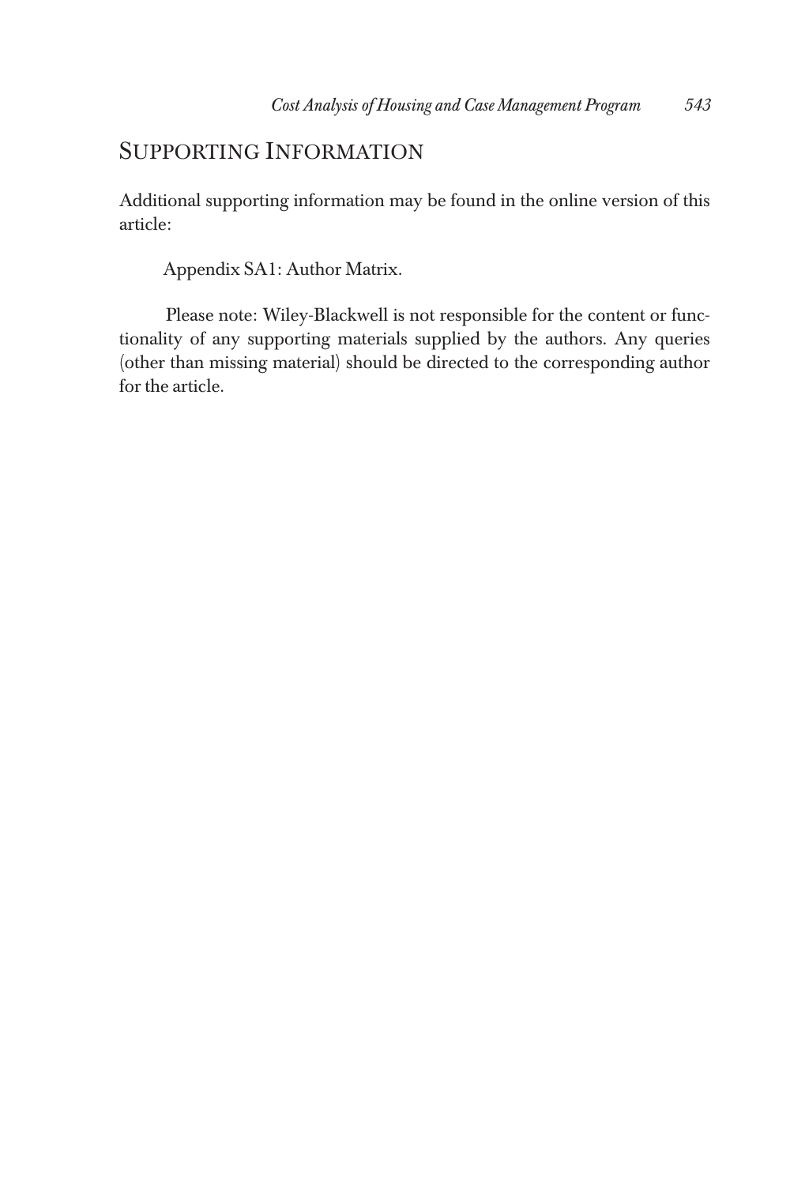## Supporting Information

Additional supporting information may be found in the online version of this article:

Appendix SA1: Author Matrix.

Please note: Wiley-Blackwell is not responsible for the content or functionality of any supporting materials supplied by the authors. Any queries (other than missing material) should be directed to the corresponding author for the article.